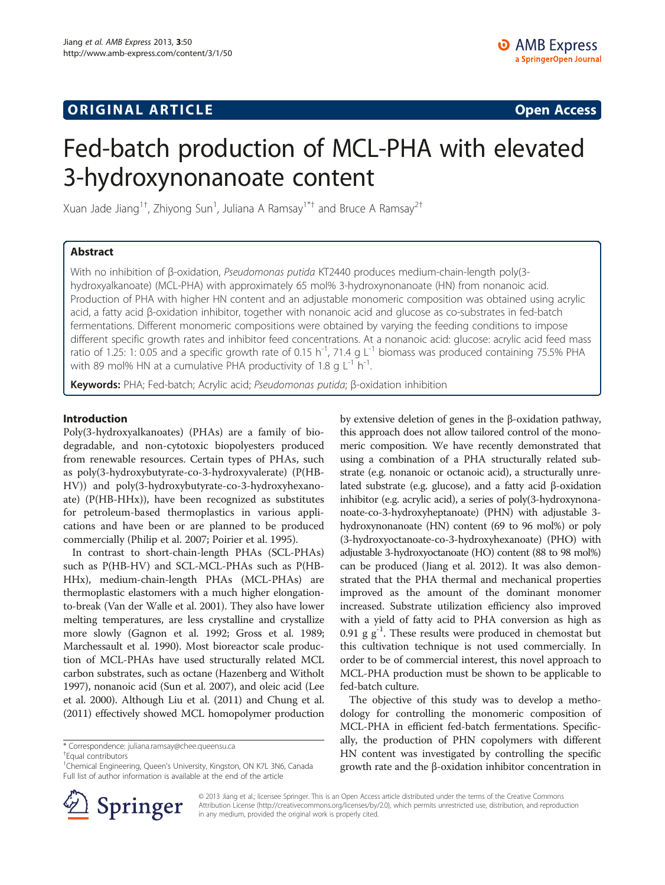**ORIGINAL ARTICLE** **Open Access**

# Fed-batch production of MCL-PHA with elevated 3-hydroxynonanoate content

Xuan Jade Jiang[1†], Zhiyong Sun[1], Juliana A Ramsay[1*†] and Bruce A Ramsay[2†]

## Abstract

With no inhibition of β-oxidation, *Pseudomonas putida* KT2440 produces medium-chain-length poly(3-hydroxyalkanoate) (MCL-PHA) with approximately 65 mol% 3-hydroxynonanoate (HN) from nonanoic acid. Production of PHA with higher HN content and an adjustable monomeric composition was obtained using acrylic acid, a fatty acid β-oxidation inhibitor, together with nonanoic acid and glucose as co-substrates in fed-batch fermentations. Different monomeric compositions were obtained by varying the feeding conditions to impose different specific growth rates and inhibitor feed concentrations. At a nonanoic acid: glucose: acrylic acid feed mass ratio of 1.25: 1: 0.05 and a specific growth rate of 0.15 $h^{-1}$, 71.4 g $L^{-1}$ biomass was produced containing 75.5% PHA with 89 mol% HN at a cumulative PHA productivity of 1.8 g $L^{-1}$ $h^{-1}$.

**Keywords:** PHA; Fed-batch; Acrylic acid; *Pseudomonas putida*; β-oxidation inhibition

## Introduction

Poly(3-hydroxyalkanoates) (PHAs) are a family of biodegradable, and non-cytotoxic biopolyesters produced from renewable resources. Certain types of PHAs, such as poly(3-hydroxybutyrate-co-3-hydroxyvalerate) (P(HB-HV)) and poly(3-hydroxybutyrate-co-3-hydroxyhexanoate) (P(HB-HHx)), have been recognized as substitutes for petroleum-based thermoplastics in various applications and have been or are planned to be produced commercially (Philip et al. 2007; Poirier et al. 1995).

In contrast to short-chain-length PHAs (SCL-PHAs) such as P(HB-HV) and SCL-MCL-PHAs such as P(HB-HHx), medium-chain-length PHAs (MCL-PHAs) are thermoplastic elastomers with a much higher elongation-to-break (Van der Walle et al. 2001). They also have lower melting temperatures, are less crystalline and crystallize more slowly (Gagnon et al. 1992; Gross et al. 1989; Marchessault et al. 1990). Most bioreactor scale production of MCL-PHAs have used structurally related MCL carbon substrates, such as octane (Hazenberg and Witholt 1997), nonanoic acid (Sun et al. 2007), and oleic acid (Lee et al. 2000). Although Liu et al. (2011) and Chung et al. (2011) effectively showed MCL homopolymer production by extensive deletion of genes in the β-oxidation pathway, this approach does not allow tailored control of the monomeric composition. We have recently demonstrated that using a combination of a PHA structurally related substrate (e.g. nonanoic or octanoic acid), a structurally unrelated substrate (e.g. glucose), and a fatty acid β-oxidation inhibitor (e.g. acrylic acid), a series of poly(3-hydroxynonanoate-co-3-hydroxyheptanoate) (PHN) with adjustable 3-hydroxynonanoate (HN) content (69 to 96 mol%) or poly(3-hydroxyoctanoate-co-3-hydroxyhexanoate) (PHO) with adjustable 3-hydroxyoctanoate (HO) content (88 to 98 mol%) can be produced (Jiang et al. 2012). It was also demonstrated that the PHA thermal and mechanical properties improved as the amount of the dominant monomer increased. Substrate utilization efficiency also improved with a yield of fatty acid to PHA conversion as high as 0.91 g $g^{-1}$. These results were produced in chemostat but this cultivation technique is not used commercially. In order to be of commercial interest, this novel approach to MCL-PHA production must be shown to be applicable to fed-batch culture.

The objective of this study was to develop a methodology for controlling the monomeric composition of MCL-PHA in efficient fed-batch fermentations. Specifically, the production of PHN copolymers with different HN content was investigated by controlling the specific growth rate and the β-oxidation inhibitor concentration in

\* Correspondence: juliana.ramsay@chee.queensu.ca

†Equal contributors

[1]Chemical Engineering, Queen's University, Kingston, ON K7L 3N6, Canada

Full list of author information is available at the end of the article

© 2013 Jiang et al.; licensee Springer. This is an Open Access article distributed under the terms of the Creative Commons Attribution License (http://creativecommons.org/licenses/by/2.0), which permits unrestricted use, distribution, and reproduction in any medium, provided the original work is properly cited.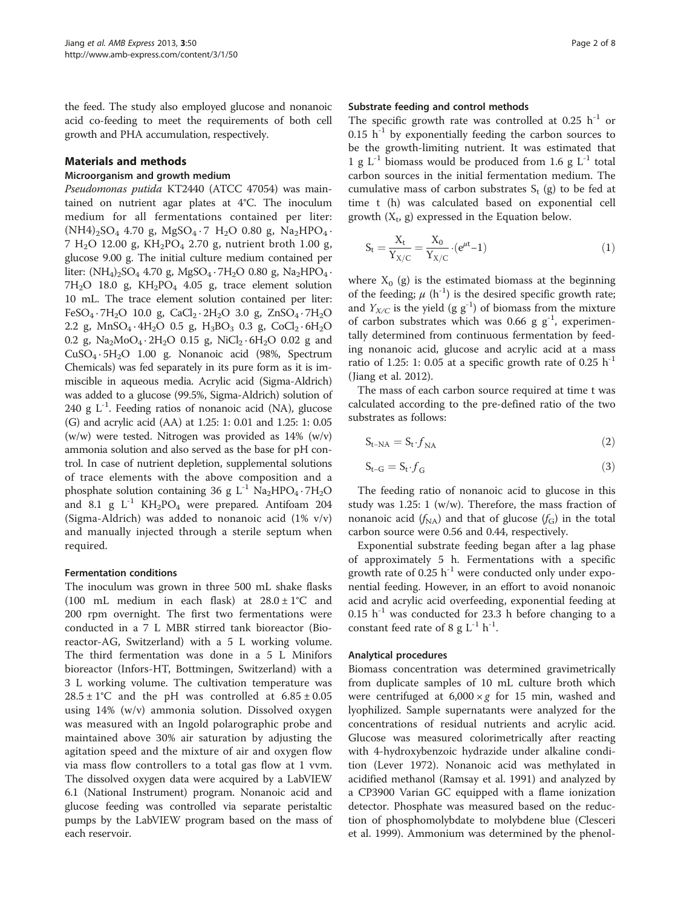the feed. The study also employed glucose and nonanoic acid co-feeding to meet the requirements of both cell growth and PHA accumulation, respectively.

## Materials and methods

### Microorganism and growth medium

*Pseudomonas putida* KT2440 (ATCC 47054) was maintained on nutrient agar plates at 4°C. The inoculum medium for all fermentations contained per liter: $(NH4)_2SO_4$ 4.70 g, $MgSO_4 \cdot 7\ H_2O$ 0.80 g, $Na_2HPO_4 \cdot 7\ H_2O$ 12.00 g, $KH_2PO_4$ 2.70 g, nutrient broth 1.00 g, glucose 9.00 g. The initial culture medium contained per liter: $(NH_4)_2SO_4$ 4.70 g, $MgSO_4 \cdot 7H_2O$ 0.80 g, $Na_2HPO_4 \cdot 7H_2O$ 18.0 g, $KH_2PO_4$ 4.05 g, trace element solution 10 mL. The trace element solution contained per liter: $FeSO_4 \cdot 7H_2O$ 10.0 g, $CaCl_2 \cdot 2H_2O$ 3.0 g, $ZnSO_4 \cdot 7H_2O$ 2.2 g, $MnSO_4 \cdot 4H_2O$ 0.5 g, $H_3BO_3$ 0.3 g, $CoCl_2 \cdot 6H_2O$ 0.2 g, $Na_2MoO_4 \cdot 2H_2O$ 0.15 g, $NiCl_2 \cdot 6H_2O$ 0.02 g and $CuSO_4 \cdot 5H_2O$ 1.00 g. Nonanoic acid (98%, Spectrum Chemicals) was fed separately in its pure form as it is immiscible in aqueous media. Acrylic acid (Sigma-Aldrich) was added to a glucose (99.5%, Sigma-Aldrich) solution of 240 g $L^{-1}$. Feeding ratios of nonanoic acid (NA), glucose (G) and acrylic acid (AA) at 1.25: 1: 0.01 and 1.25: 1: 0.05 (w/w) were tested. Nitrogen was provided as 14% (w/v) ammonia solution and also served as the base for pH control. In case of nutrient depletion, supplemental solutions of trace elements with the above composition and a phosphate solution containing 36 g $L^{-1}$ $Na_2HPO_4 \cdot 7H_2O$ and 8.1 g $L^{-1}$ $KH_2PO_4$ were prepared. Antifoam 204 (Sigma-Aldrich) was added to nonanoic acid (1% v/v) and manually injected through a sterile septum when required.

### Fermentation conditions

The inoculum was grown in three 500 mL shake flasks (100 mL medium in each flask) at 28.0 ± 1°C and 200 rpm overnight. The first two fermentations were conducted in a 7 L MBR stirred tank bioreactor (Bioreactor-AG, Switzerland) with a 5 L working volume. The third fermentation was done in a 5 L Minifors bioreactor (Infors-HT, Bottmingen, Switzerland) with a 3 L working volume. The cultivation temperature was 28.5 ± 1°C and the pH was controlled at 6.85 ± 0.05 using 14% (w/v) ammonia solution. Dissolved oxygen was measured with an Ingold polarographic probe and maintained above 30% air saturation by adjusting the agitation speed and the mixture of air and oxygen flow via mass flow controllers to a total gas flow at 1 vvm. The dissolved oxygen data were acquired by a LabVIEW 6.1 (National Instrument) program. Nonanoic acid and glucose feeding was controlled via separate peristaltic pumps by the LabVIEW program based on the mass of each reservoir.

### Substrate feeding and control methods

The specific growth rate was controlled at 0.25 $h^{-1}$ or 0.15 $h^{-1}$ by exponentially feeding the carbon sources to be the growth-limiting nutrient. It was estimated that 1 g $L^{-1}$ biomass would be produced from 1.6 g $L^{-1}$ total carbon sources in the initial fermentation medium. The cumulative mass of carbon substrates $S_t$ (g) to be fed at time t (h) was calculated based on exponential cell growth ($X_t$, g) expressed in the Equation below.

$$S_t = \frac{X_t}{Y_{X/C}} = \frac{X_0}{Y_{X/C}} \cdot (e^{\mu t} - 1) \tag{1}$$

where $X_0$ (g) is the estimated biomass at the beginning of the feeding; $\mu$ ($h^{-1}$) is the desired specific growth rate; and $Y_{X/C}$ is the yield (g $g^{-1}$) of biomass from the mixture of carbon substrates which was 0.66 g $g^{-1}$, experimentally determined from continuous fermentation by feeding nonanoic acid, glucose and acrylic acid at a mass ratio of 1.25: 1: 0.05 at a specific growth rate of 0.25 $h^{-1}$ (Jiang et al. 2012).

The mass of each carbon source required at time t was calculated according to the pre-defined ratio of the two substrates as follows:

$$S_{t-NA} = S_t \cdot f_{NA} \tag{2}$$

$$S_{t-G} = S_t \cdot f_G \tag{3}$$

The feeding ratio of nonanoic acid to glucose in this study was 1.25: 1 (w/w). Therefore, the mass fraction of nonanoic acid ($f_{NA}$) and that of glucose ($f_G$) in the total carbon source were 0.56 and 0.44, respectively.

Exponential substrate feeding began after a lag phase of approximately 5 h. Fermentations with a specific growth rate of 0.25 $h^{-1}$ were conducted only under exponential feeding. However, in an effort to avoid nonanoic acid and acrylic acid overfeeding, exponential feeding at 0.15 $h^{-1}$ was conducted for 23.3 h before changing to a constant feed rate of 8 g $L^{-1}$ $h^{-1}$.

### Analytical procedures

Biomass concentration was determined gravimetrically from duplicate samples of 10 mL culture broth which were centrifuged at 6,000 × *g* for 15 min, washed and lyophilized. Sample supernatants were analyzed for the concentrations of residual nutrients and acrylic acid. Glucose was measured colorimetrically after reacting with 4-hydroxybenzoic hydrazide under alkaline condition (Lever 1972). Nonanoic acid was methylated in acidified methanol (Ramsay et al. 1991) and analyzed by a CP3900 Varian GC equipped with a flame ionization detector. Phosphate was measured based on the reduction of phosphomolybdate to molybdene blue (Clesceri et al. 1999). Ammonium was determined by the phenol-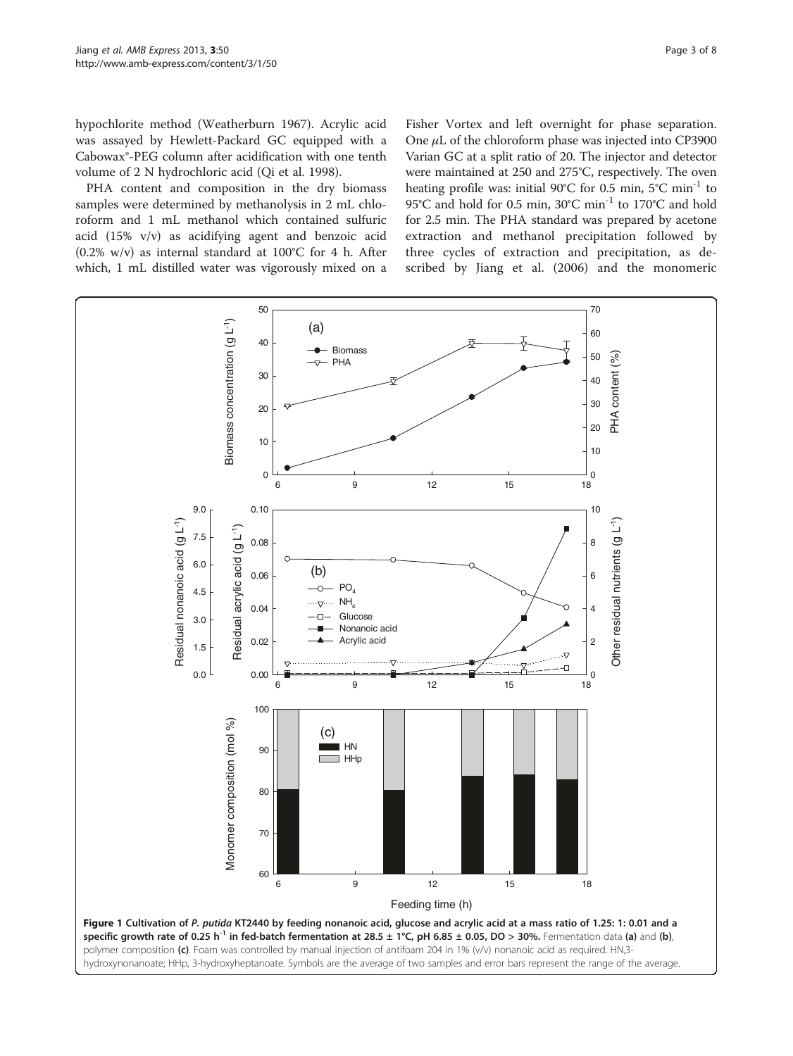hypochlorite method (Weatherburn 1967). Acrylic acid was assayed by Hewlett-Packard GC equipped with a Cabowax®-PEG column after acidification with one tenth volume of 2 N hydrochloric acid (Qi et al. 1998).

PHA content and composition in the dry biomass samples were determined by methanolysis in 2 mL chloroform and 1 mL methanol which contained sulfuric acid (15% v/v) as acidifying agent and benzoic acid (0.2% w/v) as internal standard at 100°C for 4 h. After which, 1 mL distilled water was vigorously mixed on a Fisher Vortex and left overnight for phase separation. One $\mu$L of the chloroform phase was injected into CP3900 Varian GC at a split ratio of 20. The injector and detector were maintained at 250 and 275°C, respectively. The oven heating profile was: initial 90°C for 0.5 min, 5°C min$^{-1}$ to 95°C and hold for 0.5 min, 30°C min$^{-1}$ to 170°C and hold for 2.5 min. The PHA standard was prepared by acetone extraction and methanol precipitation followed by three cycles of extraction and precipitation, as described by Jiang et al. (2006) and the monomeric

**Figure 1 Cultivation of *P. putida* KT2440 by feeding nonanoic acid, glucose and acrylic acid at a mass ratio of 1.25: 1: 0.01 and a specific growth rate of 0.25 h$^{-1}$ in fed-batch fermentation at 28.5 ± 1°C, pH 6.85 ± 0.05, DO > 30%.** Fermentation data **(a)** and **(b)**, polymer composition **(c)**. Foam was controlled by manual injection of antifoam 204 in 1% (v/v) nonanoic acid as required. HN,3-hydroxynonanoate; HHp, 3-hydroxyheptanoate. Symbols are the average of two samples and error bars represent the range of the average.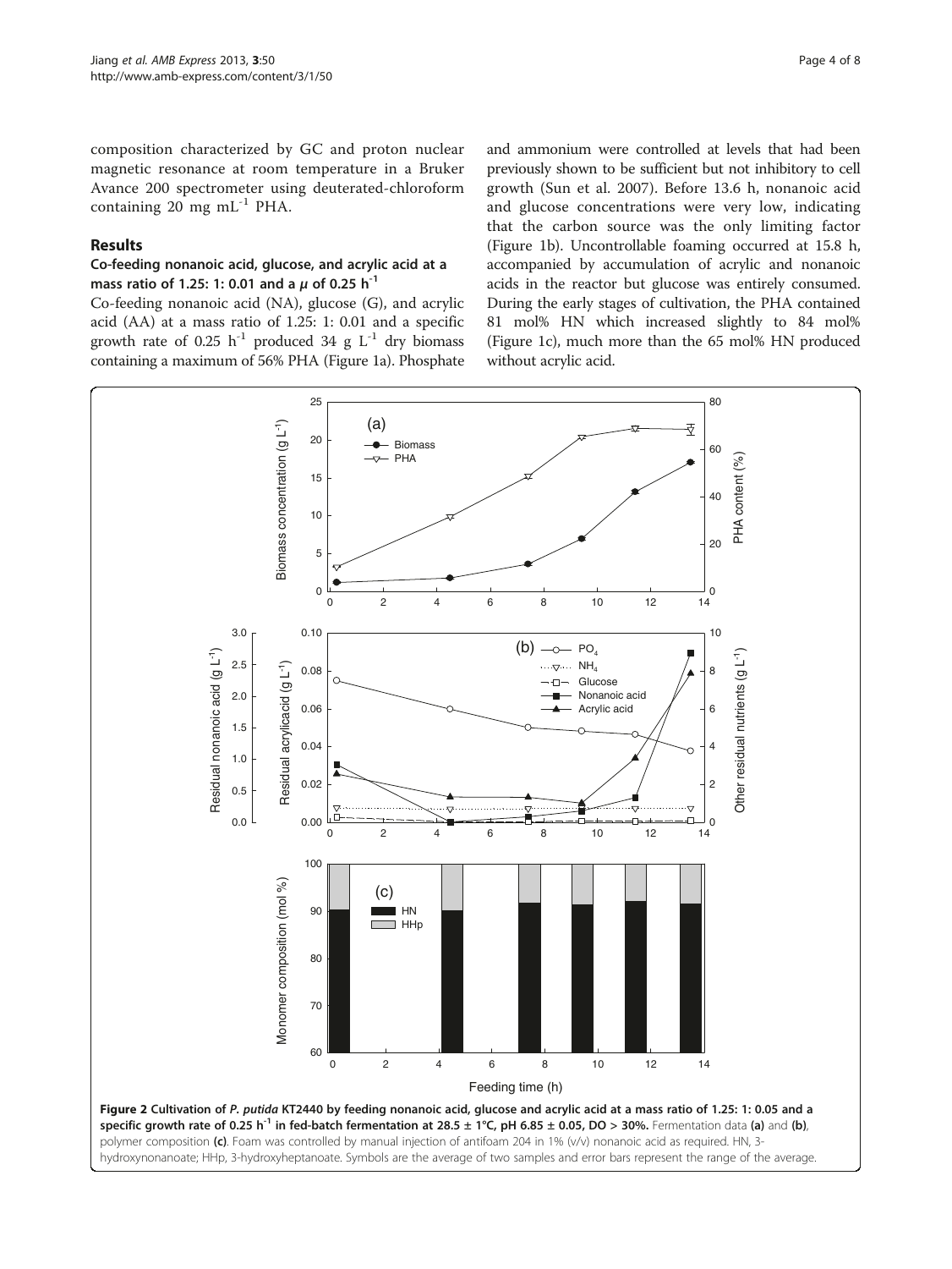composition characterized by GC and proton nuclear magnetic resonance at room temperature in a Bruker Avance 200 spectrometer using deuterated-chloroform containing 20 mg $mL^{-1}$ PHA.

## Results

### Co-feeding nonanoic acid, glucose, and acrylic acid at a mass ratio of 1.25: 1: 0.01 and a $\mu$ of 0.25 $h^{-1}$

Co-feeding nonanoic acid (NA), glucose (G), and acrylic acid (AA) at a mass ratio of 1.25: 1: 0.01 and a specific growth rate of 0.25 $h^{-1}$ produced 34 g $L^{-1}$ dry biomass containing a maximum of 56% PHA (Figure 1a). Phosphate and ammonium were controlled at levels that had been previously shown to be sufficient but not inhibitory to cell growth (Sun et al. 2007). Before 13.6 h, nonanoic acid and glucose concentrations were very low, indicating that the carbon source was the only limiting factor (Figure 1b). Uncontrollable foaming occurred at 15.8 h, accompanied by accumulation of acrylic and nonanoic acids in the reactor but glucose was entirely consumed. During the early stages of cultivation, the PHA contained 81 mol% HN which increased slightly to 84 mol% (Figure 1c), much more than the 65 mol% HN produced without acrylic acid.

**Figure 2 Cultivation of *P. putida* KT2440 by feeding nonanoic acid, glucose and acrylic acid at a mass ratio of 1.25: 1: 0.05 and a specific growth rate of 0.25 $h^{-1}$ in fed-batch fermentation at 28.5 ± 1°C, pH 6.85 ± 0.05, DO > 30%.** Fermentation data **(a)** and **(b)**, polymer composition **(c)**. Foam was controlled by manual injection of antifoam 204 in 1% (v/v) nonanoic acid as required. HN, 3-hydroxynonanoate; HHp, 3-hydroxyheptanoate. Symbols are the average of two samples and error bars represent the range of the average.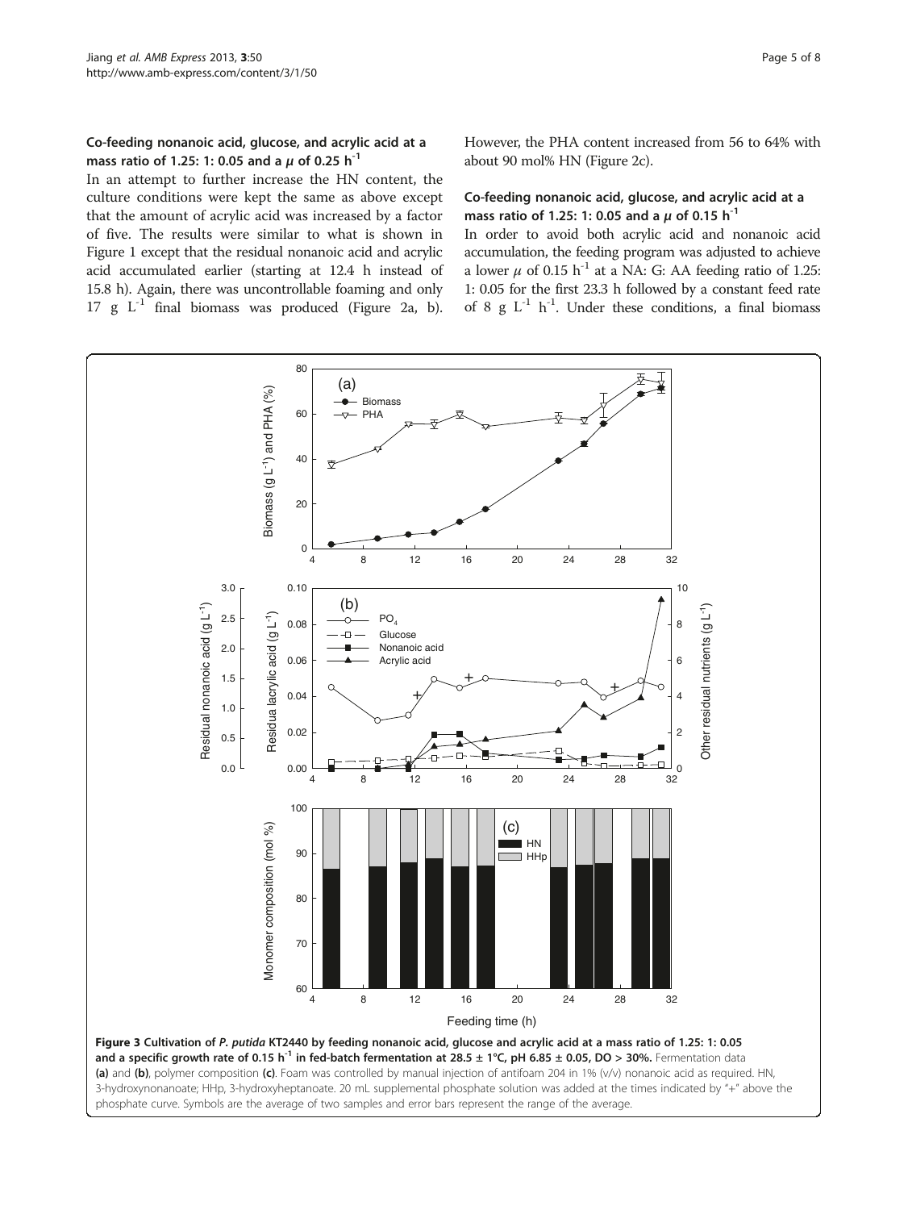### Co-feeding nonanoic acid, glucose, and acrylic acid at a mass ratio of 1.25: 1: 0.05 and a $\mu$ of 0.25 $h^{-1}$

In an attempt to further increase the HN content, the culture conditions were kept the same as above except that the amount of acrylic acid was increased by a factor of five. The results were similar to what is shown in Figure 1 except that the residual nonanoic acid and acrylic acid accumulated earlier (starting at 12.4 h instead of 15.8 h). Again, there was uncontrollable foaming and only 17 g $L^{-1}$ final biomass was produced (Figure 2a, b). However, the PHA content increased from 56 to 64% with about 90 mol% HN (Figure 2c).

### Co-feeding nonanoic acid, glucose, and acrylic acid at a mass ratio of 1.25: 1: 0.05 and a $\mu$ of 0.15 $h^{-1}$

In order to avoid both acrylic acid and nonanoic acid accumulation, the feeding program was adjusted to achieve a lower $\mu$ of 0.15 $h^{-1}$ at a NA: G: AA feeding ratio of 1.25: 1: 0.05 for the first 23.3 h followed by a constant feed rate of 8 g $L^{-1}$ $h^{-1}$. Under these conditions, a final biomass

**Figure 3 Cultivation of *P. putida* KT2440 by feeding nonanoic acid, glucose and acrylic acid at a mass ratio of 1.25: 1: 0.05 and a specific growth rate of 0.15 $h^{-1}$ in fed-batch fermentation at 28.5 ± 1°C, pH 6.85 ± 0.05, DO > 30%.** Fermentation data **(a)** and **(b)**, polymer composition **(c)**. Foam was controlled by manual injection of antifoam 204 in 1% (v/v) nonanoic acid as required. HN, 3-hydroxynonanoate; HHp, 3-hydroxyheptanoate. 20 mL supplemental phosphate solution was added at the times indicated by "+" above the phosphate curve. Symbols are the average of two samples and error bars represent the range of the average.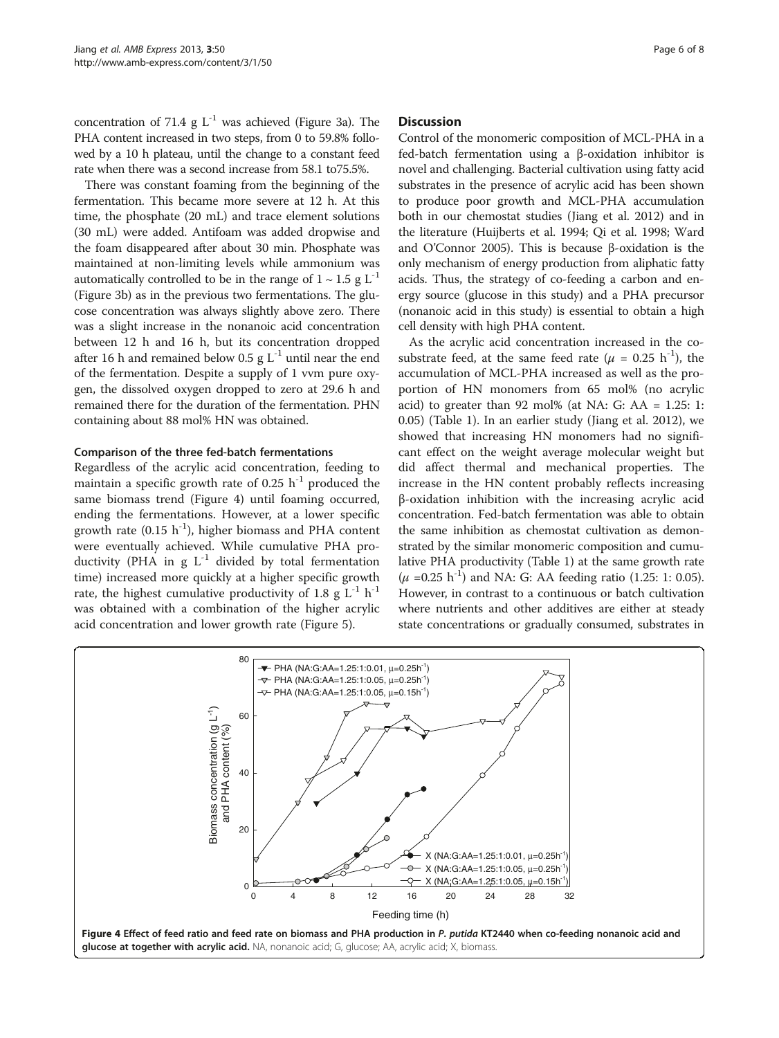concentration of 71.4 g $L^{-1}$ was achieved (Figure 3a). The PHA content increased in two steps, from 0 to 59.8% followed by a 10 h plateau, until the change to a constant feed rate when there was a second increase from 58.1 to75.5%.

There was constant foaming from the beginning of the fermentation. This became more severe at 12 h. At this time, the phosphate (20 mL) and trace element solutions (30 mL) were added. Antifoam was added dropwise and the foam disappeared after about 30 min. Phosphate was maintained at non-limiting levels while ammonium was automatically controlled to be in the range of 1 ~ 1.5 g $L^{-1}$ (Figure 3b) as in the previous two fermentations. The glucose concentration was always slightly above zero. There was a slight increase in the nonanoic acid concentration between 12 h and 16 h, but its concentration dropped after 16 h and remained below 0.5 g $L^{-1}$ until near the end of the fermentation. Despite a supply of 1 vvm pure oxygen, the dissolved oxygen dropped to zero at 29.6 h and remained there for the duration of the fermentation. PHN containing about 88 mol% HN was obtained.

#### Comparison of the three fed-batch fermentations

Regardless of the acrylic acid concentration, feeding to maintain a specific growth rate of 0.25 $h^{-1}$ produced the same biomass trend (Figure 4) until foaming occurred, ending the fermentations. However, at a lower specific growth rate (0.15 $h^{-1}$), higher biomass and PHA content were eventually achieved. While cumulative PHA productivity (PHA in g $L^{-1}$ divided by total fermentation time) increased more quickly at a higher specific growth rate, the highest cumulative productivity of 1.8 g $L^{-1}$ $h^{-1}$ was obtained with a combination of the higher acrylic acid concentration and lower growth rate (Figure 5).

## Discussion

Control of the monomeric composition of MCL-PHA in a fed-batch fermentation using a β-oxidation inhibitor is novel and challenging. Bacterial cultivation using fatty acid substrates in the presence of acrylic acid has been shown to produce poor growth and MCL-PHA accumulation both in our chemostat studies (Jiang et al. 2012) and in the literature (Huijberts et al. 1994; Qi et al. 1998; Ward and O'Connor 2005). This is because β-oxidation is the only mechanism of energy production from aliphatic fatty acids. Thus, the strategy of co-feeding a carbon and energy source (glucose in this study) and a PHA precursor (nonanoic acid in this study) is essential to obtain a high cell density with high PHA content.

As the acrylic acid concentration increased in the co-substrate feed, at the same feed rate ($\mu$ = 0.25 $h^{-1}$), the accumulation of MCL-PHA increased as well as the proportion of HN monomers from 65 mol% (no acrylic acid) to greater than 92 mol% (at NA: G: AA = 1.25: 1: 0.05) (Table 1). In an earlier study (Jiang et al. 2012), we showed that increasing HN monomers had no significant effect on the weight average molecular weight but did affect thermal and mechanical properties. The increase in the HN content probably reflects increasing β-oxidation inhibition with the increasing acrylic acid concentration. Fed-batch fermentation was able to obtain the same inhibition as chemostat cultivation as demonstrated by the similar monomeric composition and cumulative PHA productivity (Table 1) at the same growth rate ($\mu$ =0.25 $h^{-1}$) and NA: G: AA feeding ratio (1.25: 1: 0.05). However, in contrast to a continuous or batch cultivation where nutrients and other additives are either at steady state concentrations or gradually consumed, substrates in

**Figure 4 Effect of feed ratio and feed rate on biomass and PHA production in *P. putida* KT2440 when co-feeding nonanoic acid and glucose at together with acrylic acid.** NA, nonanoic acid; G, glucose; AA, acrylic acid; X, biomass.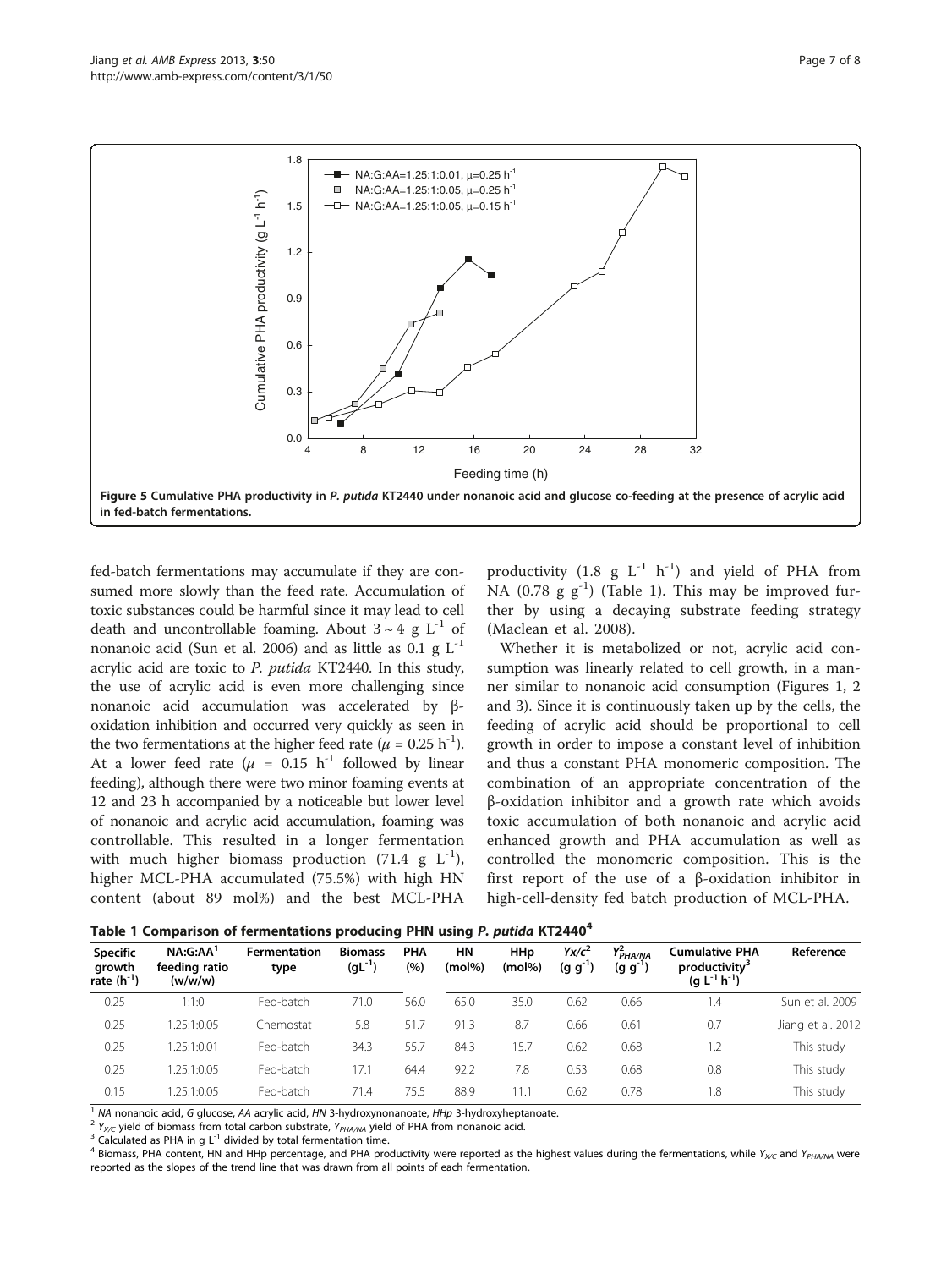Figure 5 Cumulative PHA productivity in *P. putida* KT2440 under nonanoic acid and glucose co-feeding at the presence of acrylic acid in fed-batch fermentations.

fed-batch fermentations may accumulate if they are consumed more slowly than the feed rate. Accumulation of toxic substances could be harmful since it may lead to cell death and uncontrollable foaming. About 3 ~ 4 g $L^{-1}$ of nonanoic acid (Sun et al. 2006) and as little as 0.1 g $L^{-1}$ acrylic acid are toxic to *P. putida* KT2440. In this study, the use of acrylic acid is even more challenging since nonanoic acid accumulation was accelerated by β-oxidation inhibition and occurred very quickly as seen in the two fermentations at the higher feed rate ($\mu$ = 0.25 $h^{-1}$). At a lower feed rate ($\mu$ = 0.15 $h^{-1}$ followed by linear feeding), although there were two minor foaming events at 12 and 23 h accompanied by a noticeable but lower level of nonanoic and acrylic acid accumulation, foaming was controllable. This resulted in a longer fermentation with much higher biomass production (71.4 g $L^{-1}$), higher MCL-PHA accumulated (75.5%) with high HN content (about 89 mol%) and the best MCL-PHA productivity (1.8 g $L^{-1}$ $h^{-1}$) and yield of PHA from NA (0.78 g $g^{-1}$) (Table 1). This may be improved further by using a decaying substrate feeding strategy (Maclean et al. 2008).

Whether it is metabolized or not, acrylic acid consumption was linearly related to cell growth, in a manner similar to nonanoic acid consumption (Figures 1, 2 and 3). Since it is continuously taken up by the cells, the feeding of acrylic acid should be proportional to cell growth in order to impose a constant level of inhibition and thus a constant PHA monomeric composition. The combination of an appropriate concentration of the β-oxidation inhibitor and a growth rate which avoids toxic accumulation of both nonanoic and acrylic acid enhanced growth and PHA accumulation as well as controlled the monomeric composition. This is the first report of the use of a β-oxidation inhibitor in high-cell-density fed batch production of MCL-PHA.

**Table 1 Comparison of fermentations producing PHN using *P. putida* KT2440[4]**

| Specific growth rate ($h^{-1}$) | NA:G:AA[1] feeding ratio (w/w/w) | Fermentation type | Biomass ($gL^{-1}$) | PHA (%) | HN (mol%) | HHp (mol%) | $Yx/c^2$ (g $g^{-1}$) | $Y^2_{PHA/NA}$ (g $g^{-1}$) | Cumulative PHA productivity[3] (g $L^{-1}$ $h^{-1}$) | Reference |
|---|---|---|---|---|---|---|---|---|---|---|
| 0.25 | 1:1:0 | Fed-batch | 71.0 | 56.0 | 65.0 | 35.0 | 0.62 | 0.66 | 1.4 | Sun et al. 2009 |
| 0.25 | 1.25:1:0.05 | Chemostat | 5.8 | 51.7 | 91.3 | 8.7 | 0.66 | 0.61 | 0.7 | Jiang et al. 2012 |
| 0.25 | 1.25:1:0.01 | Fed-batch | 34.3 | 55.7 | 84.3 | 15.7 | 0.62 | 0.68 | 1.2 | This study |
| 0.25 | 1.25:1:0.05 | Fed-batch | 17.1 | 64.4 | 92.2 | 7.8 | 0.53 | 0.68 | 0.8 | This study |
| 0.15 | 1.25:1:0.05 | Fed-batch | 71.4 | 75.5 | 88.9 | 11.1 | 0.62 | 0.78 | 1.8 | This study |

[1] *NA* nonanoic acid, *G* glucose, *AA* acrylic acid, *HN* 3-hydroxynonanoate, *HHp* 3-hydroxyheptanoate.
[2] $Y_{X/C}$ yield of biomass from total carbon substrate, $Y_{PHA/NA}$ yield of PHA from nonanoic acid.
[3] Calculated as PHA in g $L^{-1}$ divided by total fermentation time.
[4] Biomass, PHA content, HN and HHp percentage, and PHA productivity were reported as the highest values during the fermentations, while $Y_{X/C}$ and $Y_{PHA/NA}$ were reported as the slopes of the trend line that was drawn from all points of each fermentation.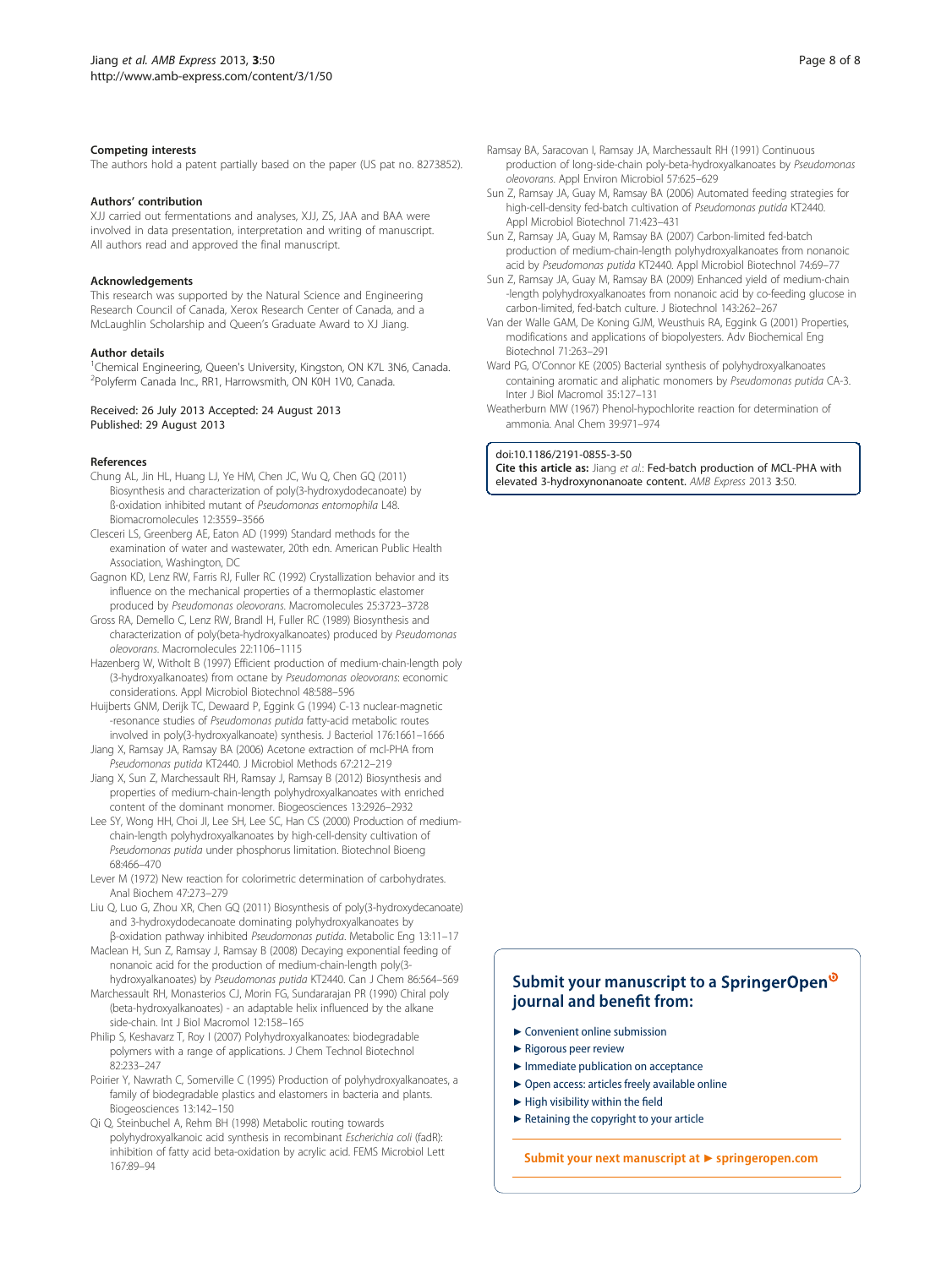### Competing interests

The authors hold a patent partially based on the paper (US pat no. 8273852).

### Authors' contribution

XJJ carried out fermentations and analyses, XJJ, ZS, JAA and BAA were involved in data presentation, interpretation and writing of manuscript. All authors read and approved the final manuscript.

### Acknowledgements

This research was supported by the Natural Science and Engineering Research Council of Canada, Xerox Research Center of Canada, and a McLaughlin Scholarship and Queen's Graduate Award to XJ Jiang.

### Author details

[1]Chemical Engineering, Queen's University, Kingston, ON K7L 3N6, Canada. [2]Polyferm Canada Inc., RR1, Harrowsmith, ON K0H 1V0, Canada.

Received: 26 July 2013 Accepted: 24 August 2013
Published: 29 August 2013

### References

Chung AL, Jin HL, Huang LJ, Ye HM, Chen JC, Wu Q, Chen GQ (2011) Biosynthesis and characterization of poly(3-hydroxydodecanoate) by ß-oxidation inhibited mutant of *Pseudomonas entomophila* L48. Biomacromolecules 12:3559–3566

Clesceri LS, Greenberg AE, Eaton AD (1999) Standard methods for the examination of water and wastewater, 20th edn. American Public Health Association, Washington, DC

Gagnon KD, Lenz RW, Farris RJ, Fuller RC (1992) Crystallization behavior and its influence on the mechanical properties of a thermoplastic elastomer produced by *Pseudomonas oleovorans*. Macromolecules 25:3723–3728

Gross RA, Demello C, Lenz RW, Brandl H, Fuller RC (1989) Biosynthesis and characterization of poly(beta-hydroxyalkanoates) produced by *Pseudomonas oleovorans*. Macromolecules 22:1106–1115

Hazenberg W, Witholt B (1997) Efficient production of medium-chain-length poly (3-hydroxyalkanoates) from octane by *Pseudomonas oleovorans*: economic considerations. Appl Microbiol Biotechnol 48:588–596

Huijberts GNM, Derijk TC, Dewaard P, Eggink G (1994) C-13 nuclear-magnetic-resonance studies of *Pseudomonas putida* fatty-acid metabolic routes involved in poly(3-hydroxyalkanoate) synthesis. J Bacteriol 176:1661–1666

Jiang X, Ramsay JA, Ramsay BA (2006) Acetone extraction of mcl-PHA from *Pseudomonas putida* KT2440. J Microbiol Methods 67:212–219

Jiang X, Sun Z, Marchessault RH, Ramsay J, Ramsay B (2012) Biosynthesis and properties of medium-chain-length polyhydroxyalkanoates with enriched content of the dominant monomer. Biogeosciences 13:2926–2932

Lee SY, Wong HH, Choi JI, Lee SH, Lee SC, Han CS (2000) Production of medium-chain-length polyhydroxyalkanoates by high-cell-density cultivation of *Pseudomonas putida* under phosphorus limitation. Biotechnol Bioeng 68:466–470

Lever M (1972) New reaction for colorimetric determination of carbohydrates. Anal Biochem 47:273–279

Liu Q, Luo G, Zhou XR, Chen GQ (2011) Biosynthesis of poly(3-hydroxydecanoate) and 3-hydroxydodecanoate dominating polyhydroxyalkanoates by β-oxidation pathway inhibited *Pseudomonas putida*. Metabolic Eng 13:11–17

Maclean H, Sun Z, Ramsay J, Ramsay B (2008) Decaying exponential feeding of nonanoic acid for the production of medium-chain-length poly(3-hydroxyalkanoates) by *Pseudomonas putida* KT2440. Can J Chem 86:564–569

Marchessault RH, Monasterios CJ, Morin FG, Sundararajan PR (1990) Chiral poly (beta-hydroxyalkanoates) - an adaptable helix influenced by the alkane side-chain. Int J Biol Macromol 12:158–165

Philip S, Keshavarz T, Roy I (2007) Polyhydroxyalkanoates: biodegradable polymers with a range of applications. J Chem Technol Biotechnol 82:233–247

Poirier Y, Nawrath C, Somerville C (1995) Production of polyhydroxyalkanoates, a family of biodegradable plastics and elastomers in bacteria and plants. Biogeosciences 13:142–150

Qi Q, Steinbuchel A, Rehm BH (1998) Metabolic routing towards polyhydroxyalkanoic acid synthesis in recombinant *Escherichia coli* (fadR): inhibition of fatty acid beta-oxidation by acrylic acid. FEMS Microbiol Lett 167:89–94

Ramsay BA, Saracovan I, Ramsay JA, Marchessault RH (1991) Continuous production of long-side-chain poly-beta-hydroxyalkanoates by *Pseudomonas oleovorans*. Appl Environ Microbiol 57:625–629

Sun Z, Ramsay JA, Guay M, Ramsay BA (2006) Automated feeding strategies for high-cell-density fed-batch cultivation of *Pseudomonas putida* KT2440. Appl Microbiol Biotechnol 71:423–431

Sun Z, Ramsay JA, Guay M, Ramsay BA (2007) Carbon-limited fed-batch production of medium-chain-length polyhydroxyalkanoates from nonanoic acid by *Pseudomonas putida* KT2440. Appl Microbiol Biotechnol 74:69–77

Sun Z, Ramsay JA, Guay M, Ramsay BA (2009) Enhanced yield of medium-chain-length polyhydroxyalkanoates from nonanoic acid by co-feeding glucose in carbon-limited, fed-batch culture. J Biotechnol 143:262–267

Van der Walle GAM, De Koning GJM, Weusthuis RA, Eggink G (2001) Properties, modifications and applications of biopolyesters. Adv Biochemical Eng Biotechnol 71:263–291

Ward PG, O'Connor KE (2005) Bacterial synthesis of polyhydroxyalkanoates containing aromatic and aliphatic monomers by *Pseudomonas putida* CA-3. Inter J Biol Macromol 35:127–131

Weatherburn MW (1967) Phenol-hypochlorite reaction for determination of ammonia. Anal Chem 39:971–974

doi:10.1186/2191-0855-3-50
**Cite this article as:** Jiang *et al.*: Fed-batch production of MCL-PHA with elevated 3-hydroxynonanoate content. *AMB Express* 2013 **3**:50.

**Submit your manuscript to a SpringerOpen journal and benefit from:**

- ► Convenient online submission
- ► Rigorous peer review
- ► Immediate publication on acceptance
- ► Open access: articles freely available online
- ► High visibility within the field
- ► Retaining the copyright to your article

**Submit your next manuscript at ► springeropen.com**